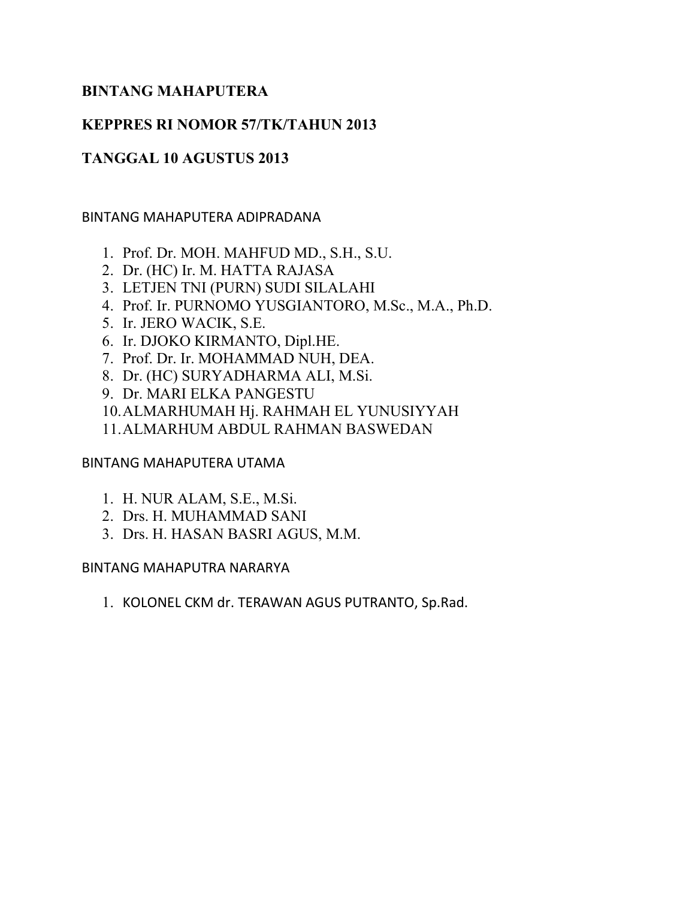**BINTANG MAHAPUTERA**

**KEPPRES RI NOMOR 57/TK/TAHUN 2013**

**TANGGAL 10 AGUSTUS 2013**

BINTANG MAHAPUTERA ADIPRADANA

1. Prof. Dr. MOH. MAHFUD MD., S.H., S.U.
2. Dr. (HC) Ir. M. HATTA RAJASA
3. LETJEN TNI (PURN) SUDI SILALAHI
4. Prof. Ir. PURNOMO YUSGIANTORO, M.Sc., M.A., Ph.D.
5. Ir. JERO WACIK, S.E.
6. Ir. DJOKO KIRMANTO, Dipl.HE.
7. Prof. Dr. Ir. MOHAMMAD NUH, DEA.
8. Dr. (HC) SURYADHARMA ALI, M.Si.
9. Dr. MARI ELKA PANGESTU
10. ALMARHUMAH Hj. RAHMAH EL YUNUSIYYAH
11. ALMARHUM ABDUL RAHMAN BASWEDAN

BINTANG MAHAPUTERA UTAMA

1. H. NUR ALAM, S.E., M.Si.
2. Drs. H. MUHAMMAD SANI
3. Drs. H. HASAN BASRI AGUS, M.M.

BINTANG MAHAPUTRA NARARYA

1. KOLONEL CKM dr. TERAWAN AGUS PUTRANTO, Sp.Rad.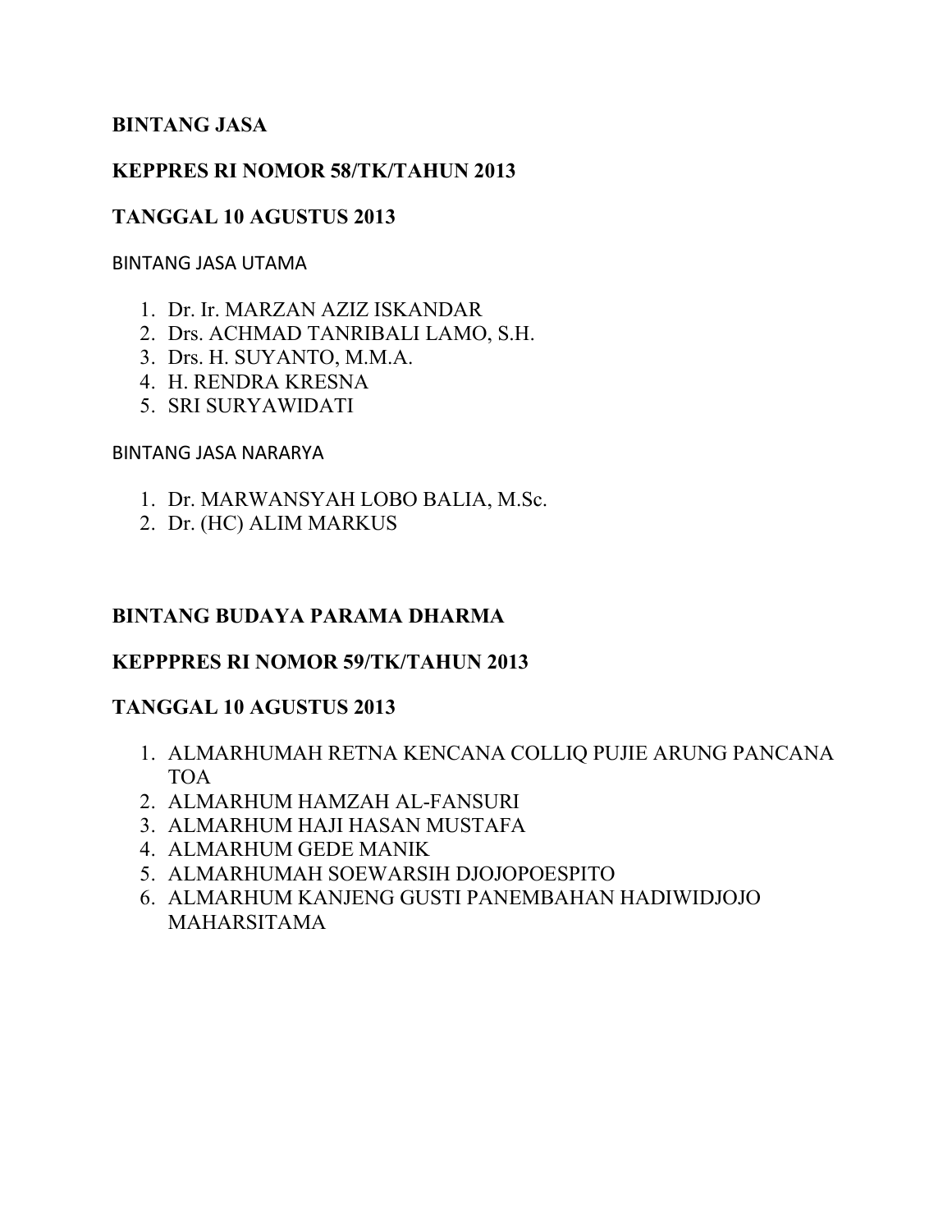**BINTANG JASA**

**KEPPRES RI NOMOR 58/TK/TAHUN 2013**

**TANGGAL 10 AGUSTUS 2013**

BINTANG JASA UTAMA

1. Dr. Ir. MARZAN AZIZ ISKANDAR
2. Drs. ACHMAD TANRIBALI LAMO, S.H.
3. Drs. H. SUYANTO, M.M.A.
4. H. RENDRA KRESNA
5. SRI SURYAWIDATI

BINTANG JASA NARARYA

1. Dr. MARWANSYAH LOBO BALIA, M.Sc.
2. Dr. (HC) ALIM MARKUS

**BINTANG BUDAYA PARAMA DHARMA**

**KEPPPRES RI NOMOR 59/TK/TAHUN 2013**

**TANGGAL 10 AGUSTUS 2013**

1. ALMARHUMAH RETNA KENCANA COLLIQ PUJIE ARUNG PANCANA TOA
2. ALMARHUM HAMZAH AL-FANSURI
3. ALMARHUM HAJI HASAN MUSTAFA
4. ALMARHUM GEDE MANIK
5. ALMARHUMAH SOEWARSIH DJOJOPOESPITO
6. ALMARHUM KANJENG GUSTI PANEMBAHAN HADIWIDJOJO MAHARSITAMA